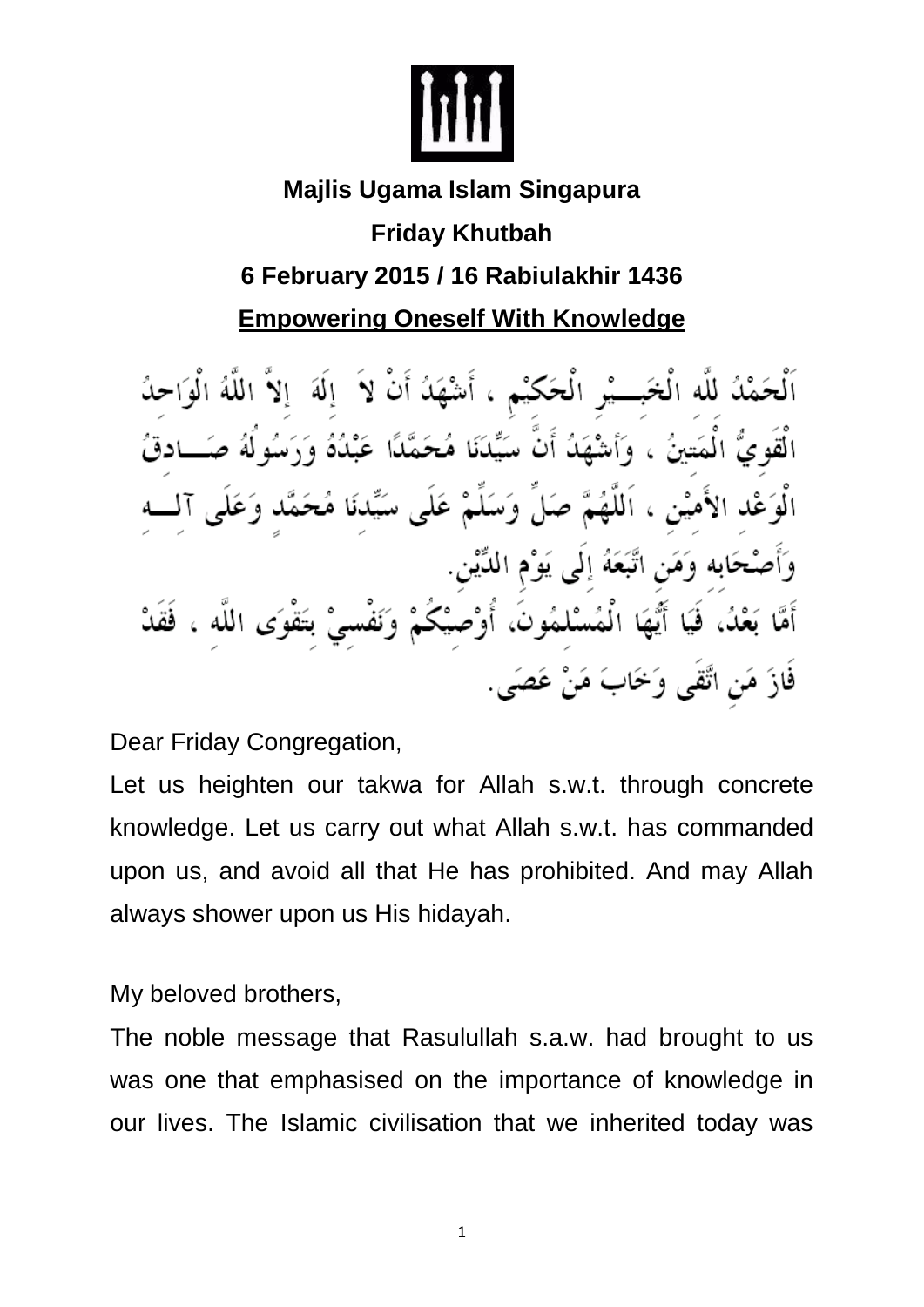**Majlis Ugama Islam Singapura**

**Friday Khutbah**

**6 February 2015 / 16 Rabiulakhir 1436**

## Empowering Oneself With Knowledge

اَلْحَمْدُ للهِ الْخَبِيْرِ الْحَكِيْمِ ، أَشْهَدُ أَنْ لاَ إِلَهَ إِلاَّ اللهُ الْوَاحِدُ الْقَوِيُّ الْمَتِينُ ، وَأَشْهَدُ أَنَّ سَيِّدَنَا مُحَمَّدًا عَبْدُهُ وَرَسُولُهُ صَادِقُ الْوَعْدِ الأَمِيْنِ ، اَللَّهُمَّ صَلِّ وَسَلِّمْ عَلَى سَيِّدِنَا مُحَمَّدٍ وَعَلَى آلِهِ وَأَصْحَابِهِ وَمَنِ اتَّبَعَهُ إِلَى يَوْمِ الدِّيْنِ.

أَمَّا بَعْدُ، فَيَا أَيُّهَا الْمُسْلِمُونَ، أُوْصِيْكُمْ وَنَفْسِيْ بِتَقْوَى اللهِ ، فَقَدْ فَازَ مَنِ اتَّقَى وَخَابَ مَنْ عَصَى.

Dear Friday Congregation,

Let us heighten our takwa for Allah s.w.t. through concrete knowledge. Let us carry out what Allah s.w.t. has commanded upon us, and avoid all that He has prohibited. And may Allah always shower upon us His hidayah.

My beloved brothers,

The noble message that Rasulullah s.a.w. had brought to us was one that emphasised on the importance of knowledge in our lives. The Islamic civilisation that we inherited today was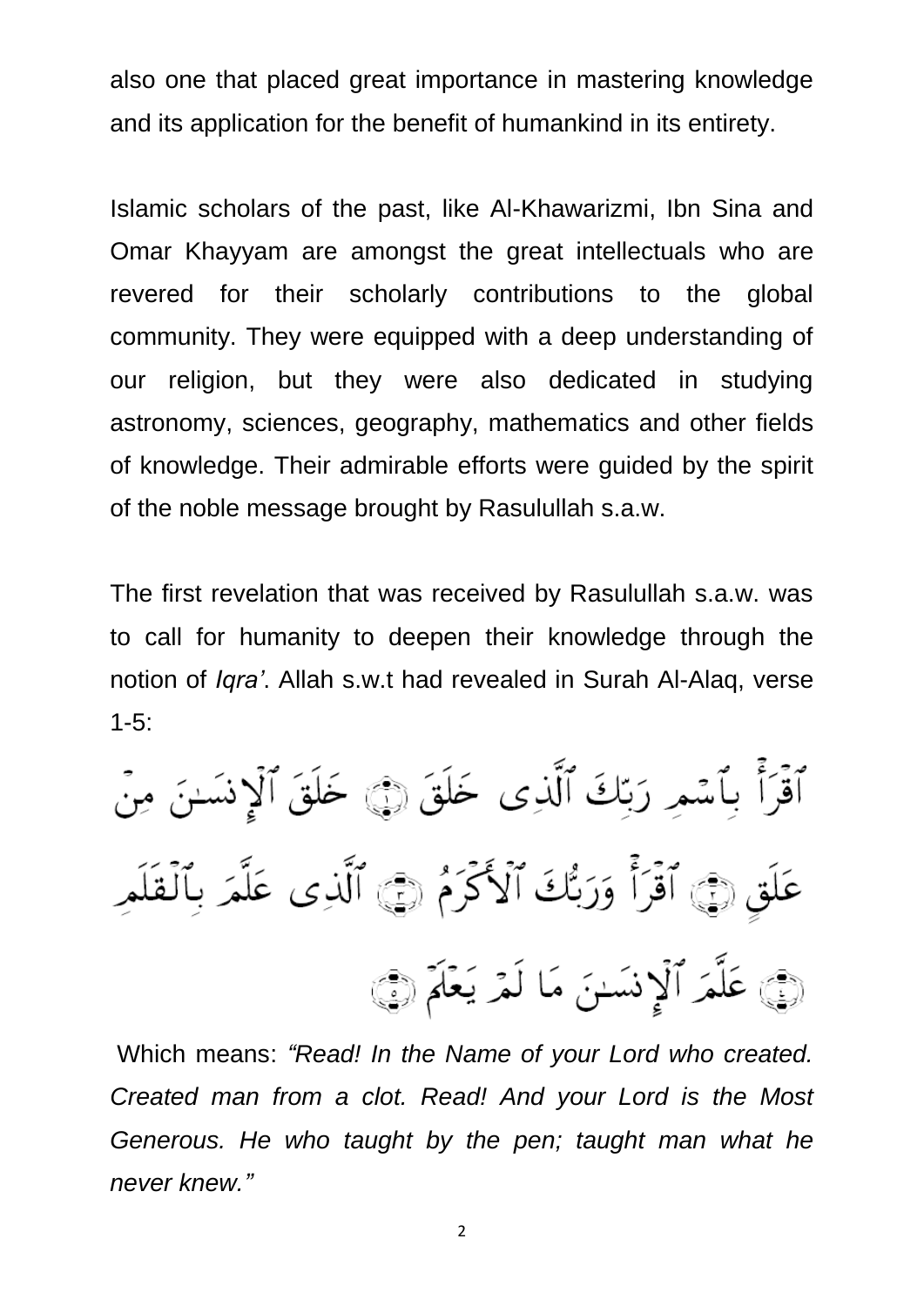also one that placed great importance in mastering knowledge and its application for the benefit of humankind in its entirety.

Islamic scholars of the past, like Al-Khawarizmi, Ibn Sina and Omar Khayyam are amongst the great intellectuals who are revered for their scholarly contributions to the global community. They were equipped with a deep understanding of our religion, but they were also dedicated in studying astronomy, sciences, geography, mathematics and other fields of knowledge. Their admirable efforts were guided by the spirit of the noble message brought by Rasulullah s.a.w.

The first revelation that was received by Rasulullah s.a.w. was to call for humanity to deepen their knowledge through the notion of *Iqra'*. Allah s.w.t had revealed in Surah Al-Alaq, verse 1-5:

ٱقۡرَأۡ بِٱسۡمِ رَبِّكَ ٱلَّذِي خَلَقَ ١ خَلَقَ ٱلۡإِنسَٰنَ مِنۡ عَلَقٍ ٢ ٱقۡرَأۡ وَرَبُّكَ ٱلۡأَكۡرَمُ ٣ ٱلَّذِي عَلَّمَ بِٱلۡقَلَمِ ٤ عَلَّمَ ٱلۡإِنسَٰنَ مَا لَمۡ يَعۡلَمۡ ٥

Which means: *"Read! In the Name of your Lord who created. Created man from a clot. Read! And your Lord is the Most Generous. He who taught by the pen; taught man what he never knew."*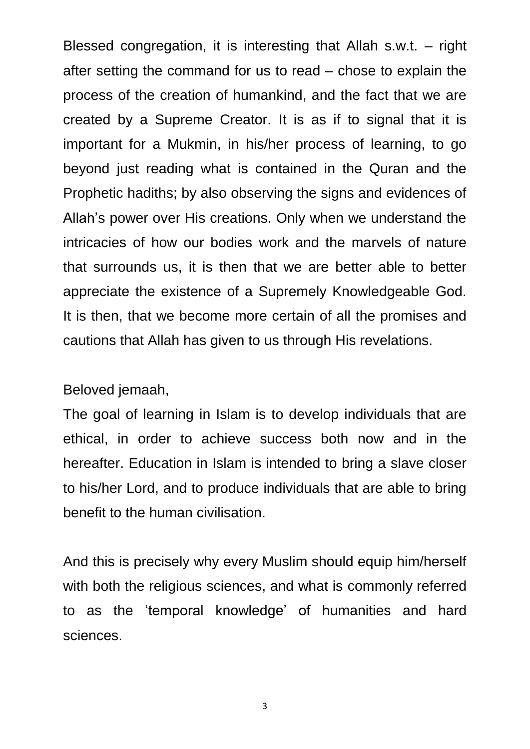Blessed congregation, it is interesting that Allah s.w.t. – right after setting the command for us to read – chose to explain the process of the creation of humankind, and the fact that we are created by a Supreme Creator. It is as if to signal that it is important for a Mukmin, in his/her process of learning, to go beyond just reading what is contained in the Quran and the Prophetic hadiths; by also observing the signs and evidences of Allah's power over His creations. Only when we understand the intricacies of how our bodies work and the marvels of nature that surrounds us, it is then that we are better able to better appreciate the existence of a Supremely Knowledgeable God. It is then, that we become more certain of all the promises and cautions that Allah has given to us through His revelations.

Beloved jemaah,

The goal of learning in Islam is to develop individuals that are ethical, in order to achieve success both now and in the hereafter. Education in Islam is intended to bring a slave closer to his/her Lord, and to produce individuals that are able to bring benefit to the human civilisation.

And this is precisely why every Muslim should equip him/herself with both the religious sciences, and what is commonly referred to as the 'temporal knowledge' of humanities and hard sciences.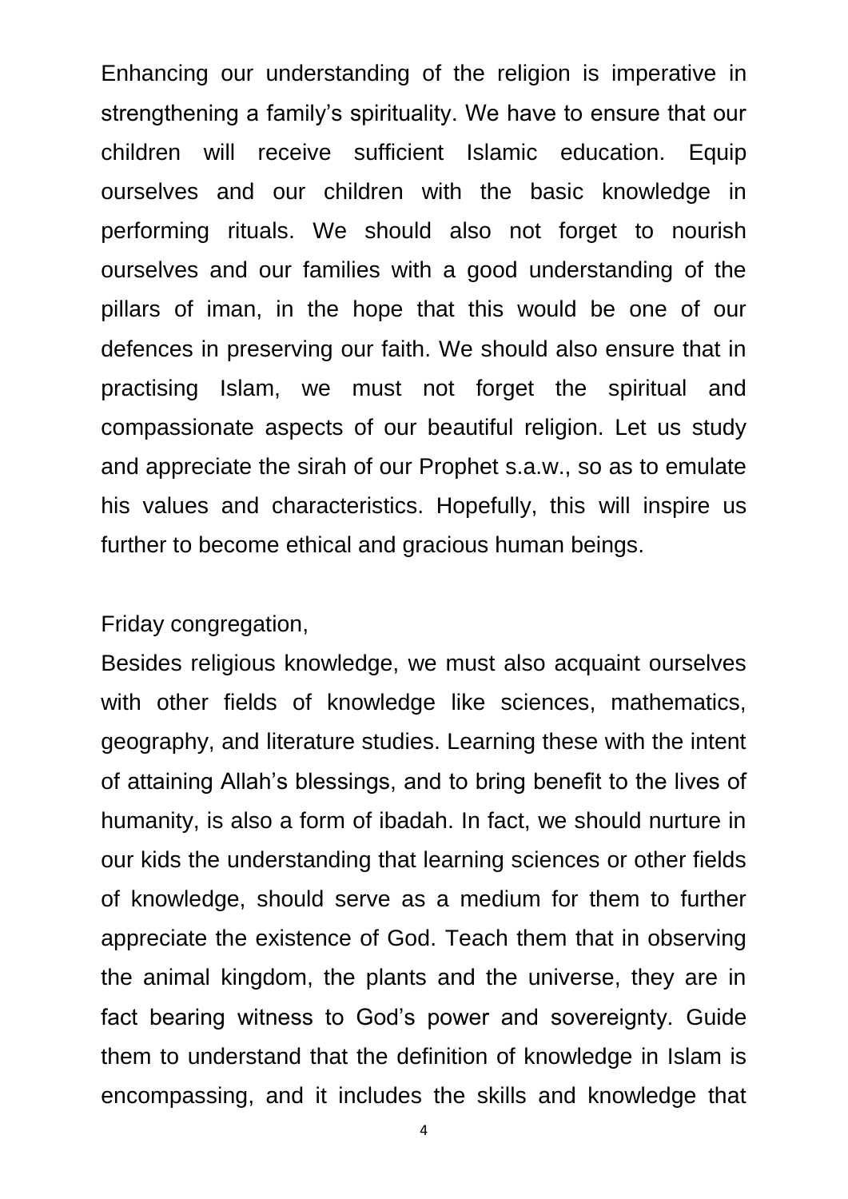Enhancing our understanding of the religion is imperative in strengthening a family's spirituality. We have to ensure that our children will receive sufficient Islamic education. Equip ourselves and our children with the basic knowledge in performing rituals. We should also not forget to nourish ourselves and our families with a good understanding of the pillars of iman, in the hope that this would be one of our defences in preserving our faith. We should also ensure that in practising Islam, we must not forget the spiritual and compassionate aspects of our beautiful religion. Let us study and appreciate the sirah of our Prophet s.a.w., so as to emulate his values and characteristics. Hopefully, this will inspire us further to become ethical and gracious human beings.

Friday congregation,

Besides religious knowledge, we must also acquaint ourselves with other fields of knowledge like sciences, mathematics, geography, and literature studies. Learning these with the intent of attaining Allah's blessings, and to bring benefit to the lives of humanity, is also a form of ibadah. In fact, we should nurture in our kids the understanding that learning sciences or other fields of knowledge, should serve as a medium for them to further appreciate the existence of God. Teach them that in observing the animal kingdom, the plants and the universe, they are in fact bearing witness to God's power and sovereignty. Guide them to understand that the definition of knowledge in Islam is encompassing, and it includes the skills and knowledge that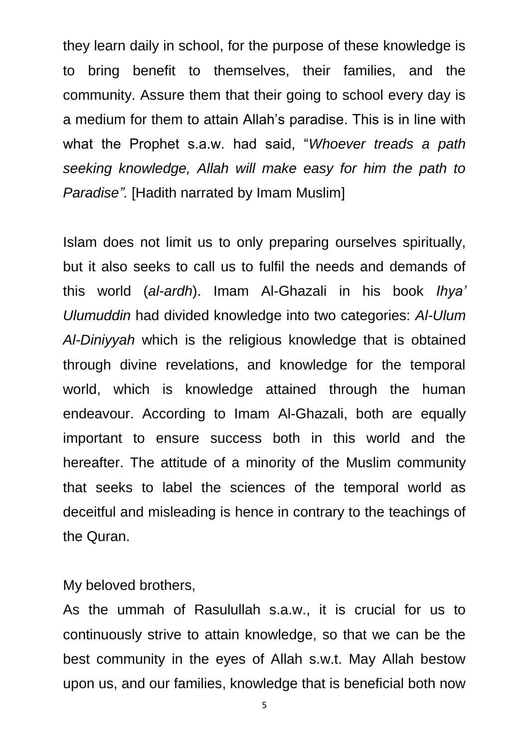they learn daily in school, for the purpose of these knowledge is to bring benefit to themselves, their families, and the community. Assure them that their going to school every day is a medium for them to attain Allah's paradise. This is in line with what the Prophet s.a.w. had said, "*Whoever treads a path seeking knowledge, Allah will make easy for him the path to Paradise".* [Hadith narrated by Imam Muslim]

Islam does not limit us to only preparing ourselves spiritually, but it also seeks to call us to fulfil the needs and demands of this world (*al-ardh*). Imam Al-Ghazali in his book *Ihya' Ulumuddin* had divided knowledge into two categories: *Al-Ulum Al-Diniyyah* which is the religious knowledge that is obtained through divine revelations, and knowledge for the temporal world, which is knowledge attained through the human endeavour. According to Imam Al-Ghazali, both are equally important to ensure success both in this world and the hereafter. The attitude of a minority of the Muslim community that seeks to label the sciences of the temporal world as deceitful and misleading is hence in contrary to the teachings of the Quran.

My beloved brothers,

As the ummah of Rasulullah s.a.w., it is crucial for us to continuously strive to attain knowledge, so that we can be the best community in the eyes of Allah s.w.t. May Allah bestow upon us, and our families, knowledge that is beneficial both now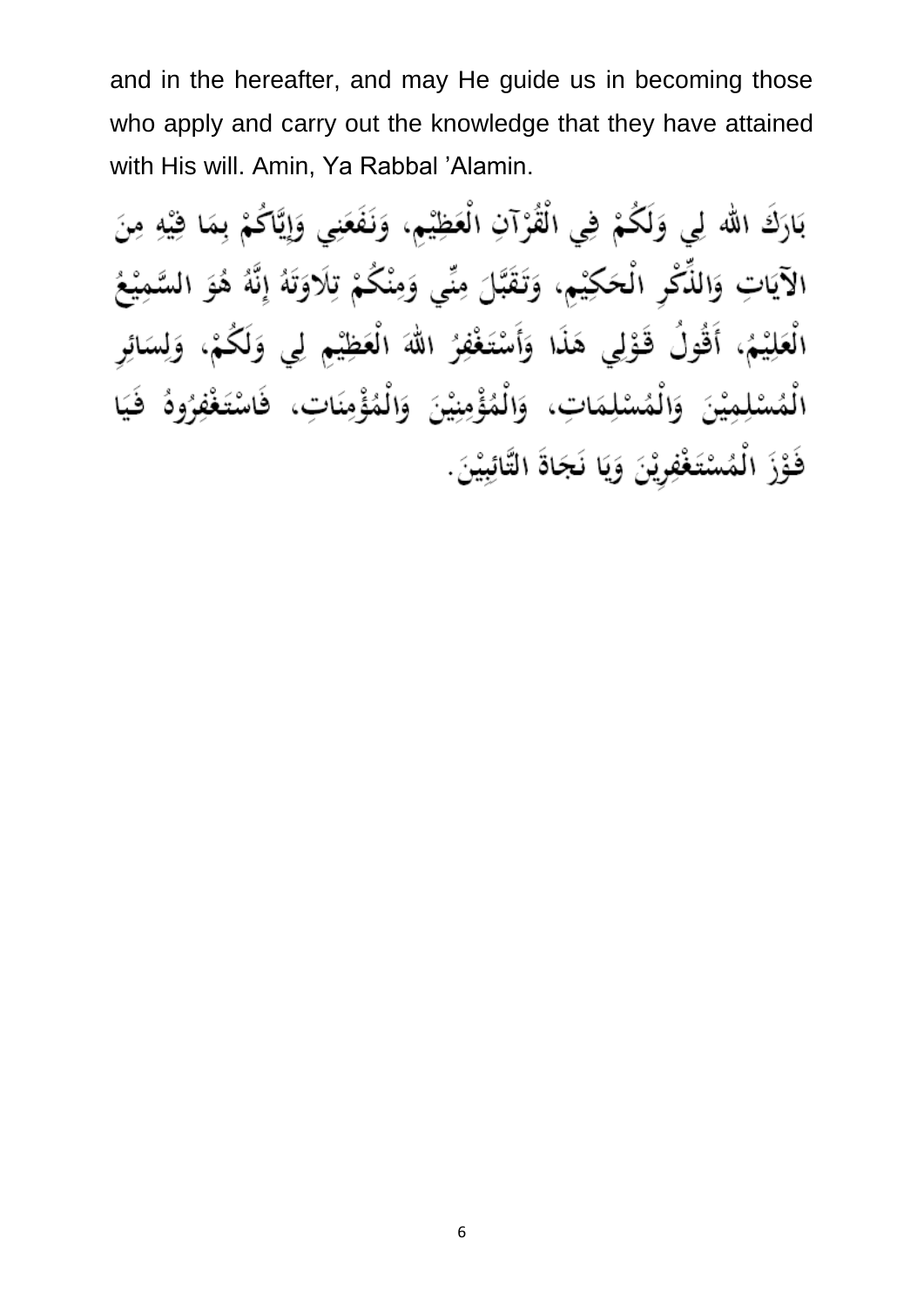and in the hereafter, and may He guide us in becoming those who apply and carry out the knowledge that they have attained with His will. Amin, Ya Rabbal ’Alamin.

بَارَكَ اللهُ لِي وَلَكُمْ فِي الْقُرْآنِ الْعَظِيْمِ، وَنَفَعَنِي وَإِيَّاكُمْ بِمَا فِيْهِ مِنَ الآيَاتِ وَالذِّكْرِ الْحَكِيْمِ، وَتَقَبَّلَ مِنِّي وَمِنْكُمْ تِلَاوَتَهُ إِنَّهُ هُوَ السَّمِيْعُ الْعَلِيْمُ، أَقُولُ قَوْلِي هَذَا وَأَسْتَغْفِرُ اللهَ الْعَظِيْمِ لِي وَلَكُمْ، وَلِسَائِرِ الْمُسْلِمِيْنَ وَالْمُسْلِمَاتِ، وَالْمُؤْمِنِيْنَ وَالْمُؤْمِنَاتِ، فَاسْتَغْفِرُوهُ فَيَا فَوْزَ الْمُسْتَغْفِرِيْنَ وَيَا نَجَاةَ التَّائِبِيْنَ.